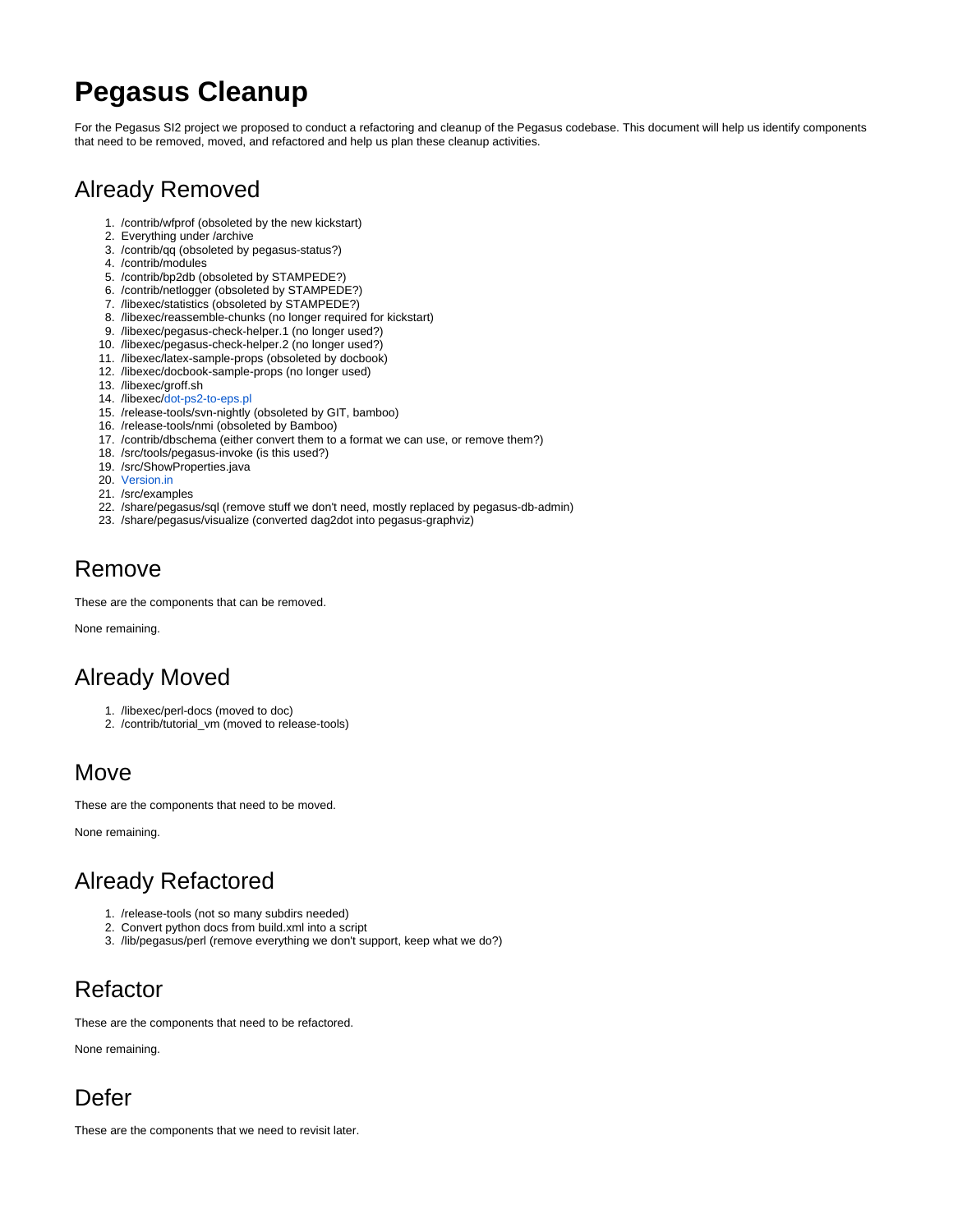# Pegasus Cleanup

For the Pegasus SI2 project we proposed to conduct a refactoring and cleanup of the Pegasus codebase. This document will help us identify components that need to be removed, moved, and refactored and help us plan these cleanup activities.

## Already Removed

1. /contrib/wfprof (obsoleted by the new kickstart)
2. Everything under /archive
3. /contrib/qq (obsoleted by pegasus-status?)
4. /contrib/modules
5. /contrib/bp2db (obsoleted by STAMPEDE?)
6. /contrib/netlogger (obsoleted by STAMPEDE?)
7. /libexec/statistics (obsoleted by STAMPEDE?)
8. /libexec/reassemble-chunks (no longer required for kickstart)
9. /libexec/pegasus-check-helper.1 (no longer used?)
10. /libexec/pegasus-check-helper.2 (no longer used?)
11. /libexec/latex-sample-props (obsoleted by docbook)
12. /libexec/docbook-sample-props (no longer used)
13. /libexec/groff.sh
14. /libexec/dot-ps2-to-eps.pl
15. /release-tools/svn-nightly (obsoleted by GIT, bamboo)
16. /release-tools/nmi (obsoleted by Bamboo)
17. /contrib/dbschema (either convert them to a format we can use, or remove them?)
18. /src/tools/pegasus-invoke (is this used?)
19. /src/ShowProperties.java
20. Version.in
21. /src/examples
22. /share/pegasus/sql (remove stuff we don't need, mostly replaced by pegasus-db-admin)
23. /share/pegasus/visualize (converted dag2dot into pegasus-graphviz)

## Remove

These are the components that can be removed.

None remaining.

## Already Moved

1. /libexec/perl-docs (moved to doc)
2. /contrib/tutorial_vm (moved to release-tools)

## Move

These are the components that need to be moved.

None remaining.

## Already Refactored

1. /release-tools (not so many subdirs needed)
2. Convert python docs from build.xml into a script
3. /lib/pegasus/perl (remove everything we don't support, keep what we do?)

## Refactor

These are the components that need to be refactored.

None remaining.

## Defer

These are the components that we need to revisit later.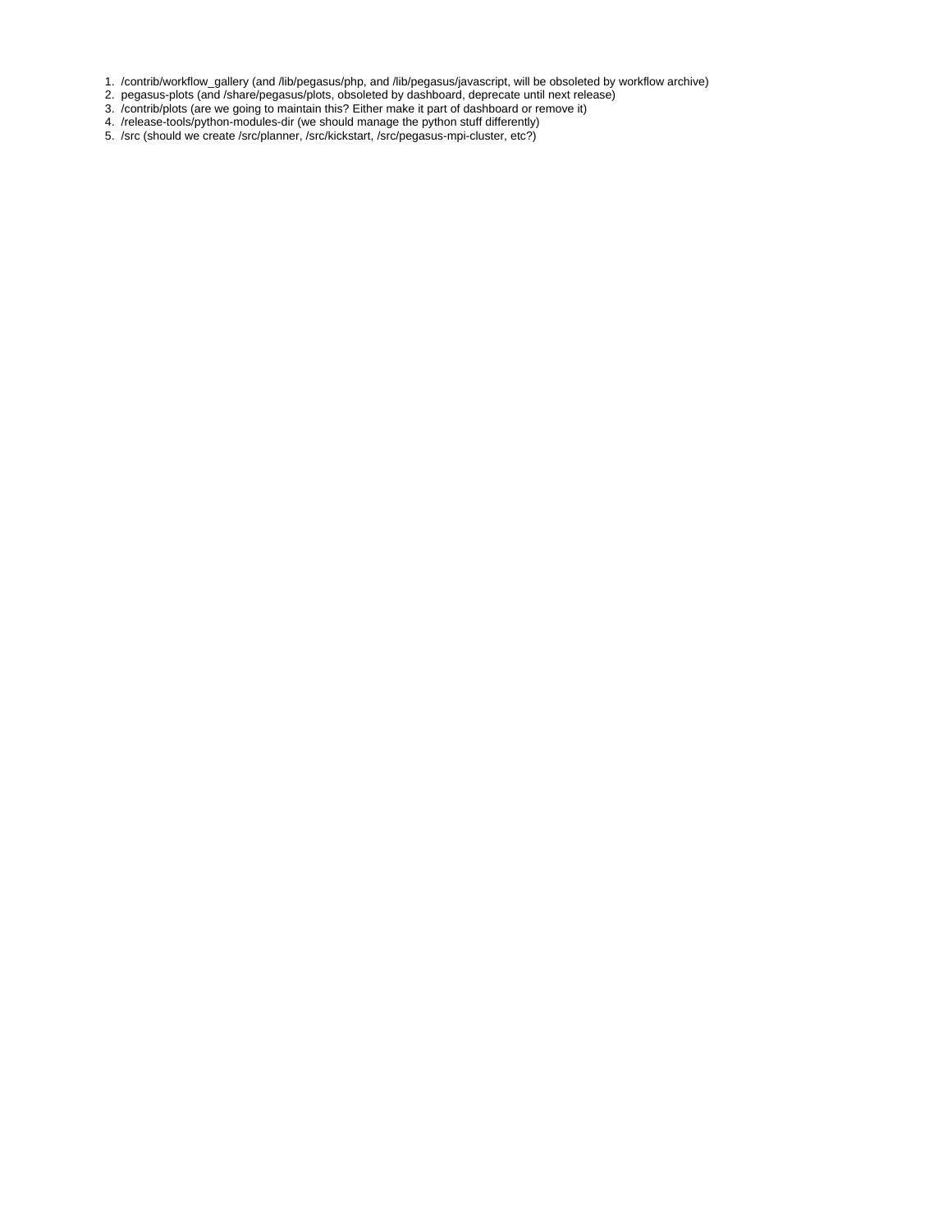1. /contrib/workflow_gallery (and /lib/pegasus/php, and /lib/pegasus/javascript, will be obsoleted by workflow archive)
2. pegasus-plots (and /share/pegasus/plots, obsoleted by dashboard, deprecate until next release)
3. /contrib/plots (are we going to maintain this? Either make it part of dashboard or remove it)
4. /release-tools/python-modules-dir (we should manage the python stuff differently)
5. /src (should we create /src/planner, /src/kickstart, /src/pegasus-mpi-cluster, etc?)